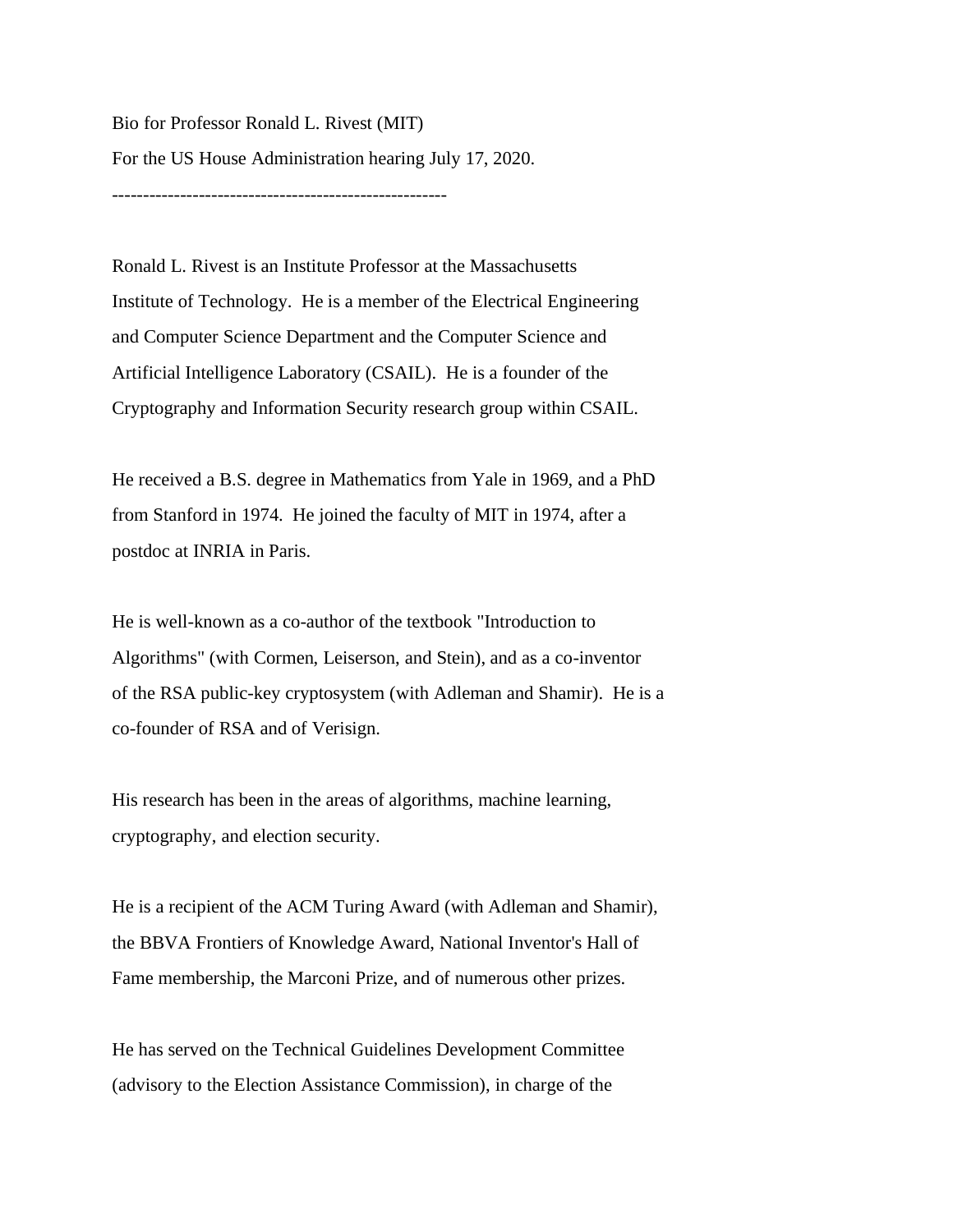Bio for Professor Ronald L. Rivest (MIT)

For the US House Administration hearing July 17, 2020.

------------------------------------------------------

Ronald L. Rivest is an Institute Professor at the Massachusetts Institute of Technology. He is a member of the Electrical Engineering and Computer Science Department and the Computer Science and Artificial Intelligence Laboratory (CSAIL). He is a founder of the Cryptography and Information Security research group within CSAIL.

He received a B.S. degree in Mathematics from Yale in 1969, and a PhD from Stanford in 1974. He joined the faculty of MIT in 1974, after a postdoc at INRIA in Paris.

He is well-known as a co-author of the textbook "Introduction to Algorithms" (with Cormen, Leiserson, and Stein), and as a co-inventor of the RSA public-key cryptosystem (with Adleman and Shamir). He is a co-founder of RSA and of Verisign.

His research has been in the areas of algorithms, machine learning, cryptography, and election security.

He is a recipient of the ACM Turing Award (with Adleman and Shamir), the BBVA Frontiers of Knowledge Award, National Inventor's Hall of Fame membership, the Marconi Prize, and of numerous other prizes.

He has served on the Technical Guidelines Development Committee (advisory to the Election Assistance Commission), in charge of the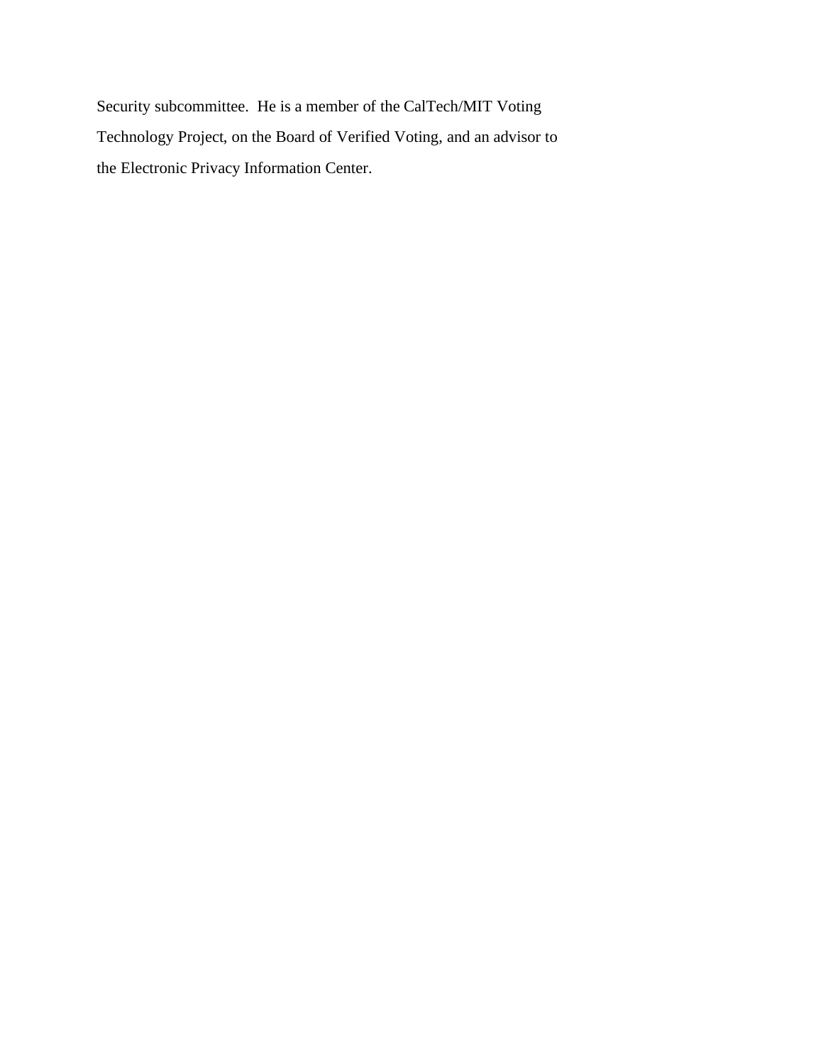Security subcommittee. He is a member of the CalTech/MIT Voting Technology Project, on the Board of Verified Voting, and an advisor to the Electronic Privacy Information Center.